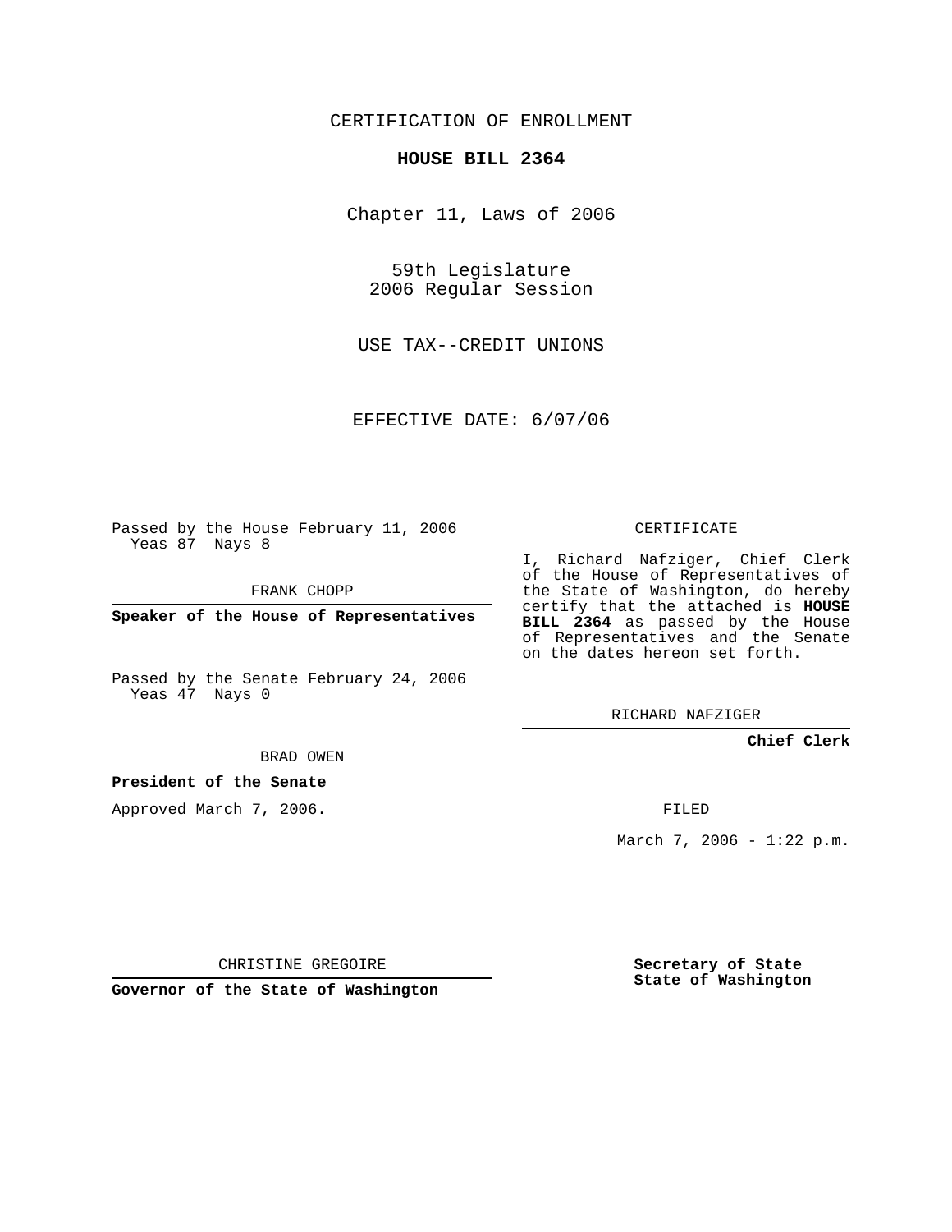CERTIFICATION OF ENROLLMENT

**HOUSE BILL 2364**

Chapter 11, Laws of 2006

59th Legislature
2006 Regular Session

USE TAX--CREDIT UNIONS

EFFECTIVE DATE: 6/07/06

Passed by the House February 11, 2006
Yeas 87 Nays 8

FRANK CHOPP

**Speaker of the House of Representatives**

Passed by the Senate February 24, 2006
Yeas 47 Nays 0

BRAD OWEN

**President of the Senate**

Approved March 7, 2006.

CHRISTINE GREGOIRE

**Governor of the State of Washington**

CERTIFICATE

I, Richard Nafziger, Chief Clerk of the House of Representatives of the State of Washington, do hereby certify that the attached is **HOUSE BILL 2364** as passed by the House of Representatives and the Senate on the dates hereon set forth.

RICHARD NAFZIGER

**Chief Clerk**

FILED

March 7, 2006 - 1:22 p.m.

**Secretary of State**
**State of Washington**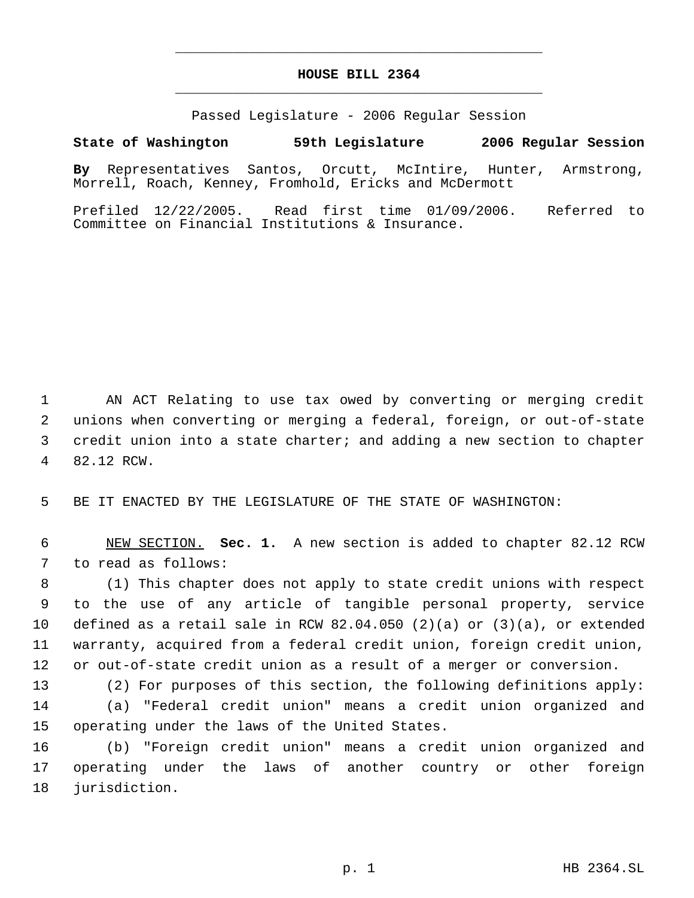# HOUSE BILL 2364

Passed Legislature - 2006 Regular Session

**State of Washington 59th Legislature 2006 Regular Session**

**By** Representatives Santos, Orcutt, McIntire, Hunter, Armstrong, Morrell, Roach, Kenney, Fromhold, Ericks and McDermott

Prefiled 12/22/2005. Read first time 01/09/2006. Referred to Committee on Financial Institutions & Insurance.

AN ACT Relating to use tax owed by converting or merging credit unions when converting or merging a federal, foreign, or out-of-state credit union into a state charter; and adding a new section to chapter 82.12 RCW.

BE IT ENACTED BY THE LEGISLATURE OF THE STATE OF WASHINGTON:

NEW SECTION. **Sec. 1.** A new section is added to chapter 82.12 RCW to read as follows:

(1) This chapter does not apply to state credit unions with respect to the use of any article of tangible personal property, service defined as a retail sale in RCW 82.04.050 (2)(a) or (3)(a), or extended warranty, acquired from a federal credit union, foreign credit union, or out-of-state credit union as a result of a merger or conversion.

(2) For purposes of this section, the following definitions apply:

(a) "Federal credit union" means a credit union organized and operating under the laws of the United States.

(b) "Foreign credit union" means a credit union organized and operating under the laws of another country or other foreign jurisdiction.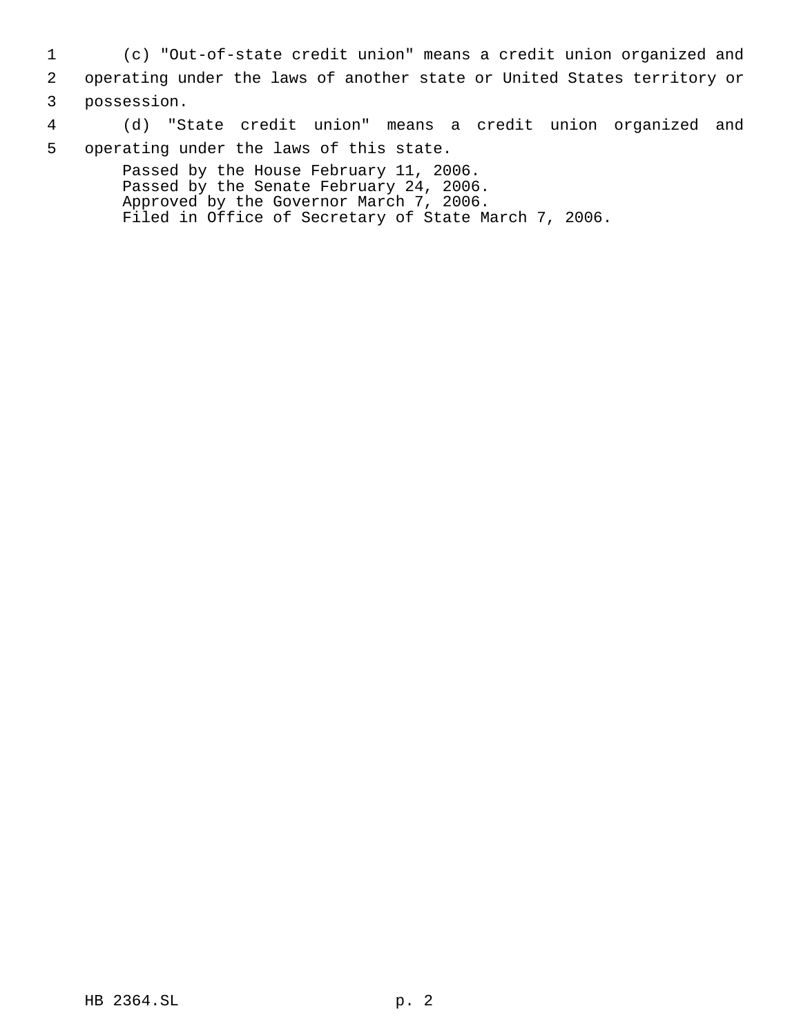(c) "Out-of-state credit union" means a credit union organized and operating under the laws of another state or United States territory or possession.

(d) "State credit union" means a credit union organized and operating under the laws of this state.

Passed by the House February 11, 2006.
Passed by the Senate February 24, 2006.
Approved by the Governor March 7, 2006.
Filed in Office of Secretary of State March 7, 2006.